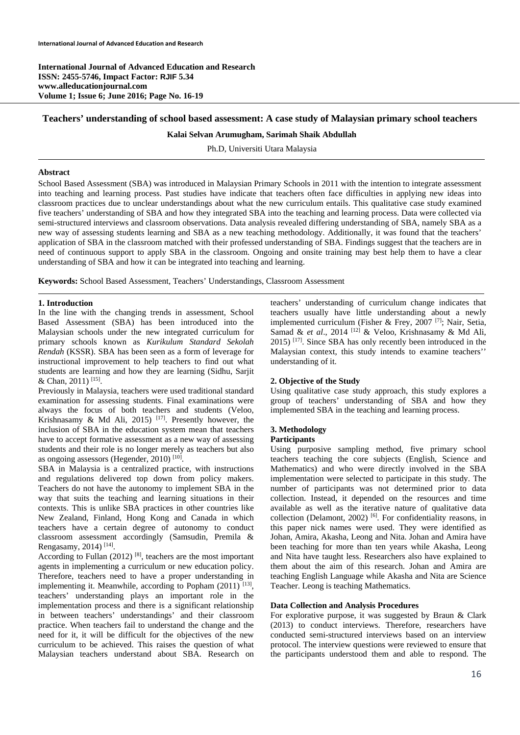# Teachers' understanding of school based assessment: A case study of Malaysian primary school teachers

**Kalai Selvan Arumugham, Sarimah Shaik Abdullah**

Ph.D, Universiti Utara Malaysia

## Abstract

School Based Assessment (SBA) was introduced in Malaysian Primary Schools in 2011 with the intention to integrate assessment into teaching and learning process. Past studies have indicate that teachers often face difficulties in applying new ideas into classroom practices due to unclear understandings about what the new curriculum entails. This qualitative case study examined five teachers' understanding of SBA and how they integrated SBA into the teaching and learning process. Data were collected via semi-structured interviews and classroom observations. Data analysis revealed differing understanding of SBA, namely SBA as a new way of assessing students learning and SBA as a new teaching methodology. Additionally, it was found that the teachers' application of SBA in the classroom matched with their professed understanding of SBA. Findings suggest that the teachers are in need of continuous support to apply SBA in the classroom. Ongoing and onsite training may best help them to have a clear understanding of SBA and how it can be integrated into teaching and learning.

**Keywords:** School Based Assessment, Teachers' Understandings, Classroom Assessment

## 1. Introduction

In the line with the changing trends in assessment, School Based Assessment (SBA) has been introduced into the Malaysian schools under the new integrated curriculum for primary schools known as *Kurikulum Standard Sekolah Rendah* (KSSR). SBA has been seen as a form of leverage for instructional improvement to help teachers to find out what students are learning and how they are learning (Sidhu, Sarjit & Chan, 2011) [15].

Previously in Malaysia, teachers were used traditional standard examination for assessing students. Final examinations were always the focus of both teachers and students (Veloo, Krishnasamy & Md Ali, 2015) [17]. Presently however, the inclusion of SBA in the education system mean that teachers have to accept formative assessment as a new way of assessing students and their role is no longer merely as teachers but also as ongoing assessors (Hegender, 2010) [10].

SBA in Malaysia is a centralized practice, with instructions and regulations delivered top down from policy makers. Teachers do not have the autonomy to implement SBA in the way that suits the teaching and learning situations in their contexts. This is unlike SBA practices in other countries like New Zealand, Finland, Hong Kong and Canada in which teachers have a certain degree of autonomy to conduct classroom assessment accordingly (Samsudin, Premila & Rengasamy, 2014) [14].

According to Fullan (2012) [8], teachers are the most important agents in implementing a curriculum or new education policy. Therefore, teachers need to have a proper understanding in implementing it. Meanwhile, according to Popham (2011) [13], teachers' understanding plays an important role in the implementation process and there is a significant relationship in between teachers' understandings' and their classroom practice. When teachers fail to understand the change and the need for it, it will be difficult for the objectives of the new curriculum to be achieved. This raises the question of what Malaysian teachers understand about SBA. Research on teachers' understanding of curriculum change indicates that teachers usually have little understanding about a newly implemented curriculum (Fisher & Frey, 2007 [7]; Nair, Setia, Samad & *et al*., 2014 [12] & Veloo, Krishnasamy & Md Ali, 2015) [17]. Since SBA has only recently been introduced in the Malaysian context, this study intends to examine teachers'' understanding of it.

## 2. Objective of the Study

Using qualitative case study approach, this study explores a group of teachers' understanding of SBA and how they implemented SBA in the teaching and learning process.

## 3. Methodology

### Participants

Using purposive sampling method, five primary school teachers teaching the core subjects (English, Science and Mathematics) and who were directly involved in the SBA implementation were selected to participate in this study. The number of participants was not determined prior to data collection. Instead, it depended on the resources and time available as well as the iterative nature of qualitative data collection (Delamont, 2002) [6]. For confidentiality reasons, in this paper nick names were used. They were identified as Johan, Amira, Akasha, Leong and Nita. Johan and Amira have been teaching for more than ten years while Akasha, Leong and Nita have taught less. Researchers also have explained to them about the aim of this research. Johan and Amira are teaching English Language while Akasha and Nita are Science Teacher. Leong is teaching Mathematics.

### Data Collection and Analysis Procedures

For explorative purpose, it was suggested by Braun & Clark (2013) to conduct interviews. Therefore, researchers have conducted semi-structured interviews based on an interview protocol. The interview questions were reviewed to ensure that the participants understood them and able to respond. The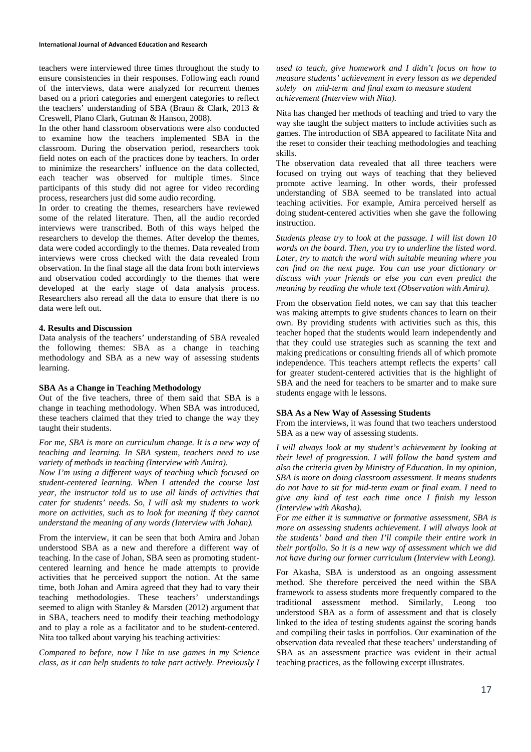teachers were interviewed three times throughout the study to ensure consistencies in their responses. Following each round of the interviews, data were analyzed for recurrent themes based on a priori categories and emergent categories to reflect the teachers' understanding of SBA (Braun & Clark, 2013 & Creswell, Plano Clark, Gutman & Hanson, 2008).

In the other hand classroom observations were also conducted to examine how the teachers implemented SBA in the classroom. During the observation period, researchers took field notes on each of the practices done by teachers. In order to minimize the researchers' influence on the data collected, each teacher was observed for multiple times. Since participants of this study did not agree for video recording process, researchers just did some audio recording.

In order to creating the themes, researchers have reviewed some of the related literature. Then, all the audio recorded interviews were transcribed. Both of this ways helped the researchers to develop the themes. After develop the themes, data were coded accordingly to the themes. Data revealed from interviews were cross checked with the data revealed from observation. In the final stage all the data from both interviews and observation coded accordingly to the themes that were developed at the early stage of data analysis process. Researchers also reread all the data to ensure that there is no data were left out.

## 4. Results and Discussion

Data analysis of the teachers' understanding of SBA revealed the following themes: SBA as a change in teaching methodology and SBA as a new way of assessing students learning.

### SBA As a Change in Teaching Methodology

Out of the five teachers, three of them said that SBA is a change in teaching methodology. When SBA was introduced, these teachers claimed that they tried to change the way they taught their students.

*For me, SBA is more on curriculum change. It is a new way of teaching and learning. In SBA system, teachers need to use variety of methods in teaching (Interview with Amira).*

*Now I'm using a different ways of teaching which focused on student-centered learning. When I attended the course last year, the instructor told us to use all kinds of activities that cater for students' needs. So, I will ask my students to work more on activities, such as to look for meaning if they cannot understand the meaning of any words (Interview with Johan).*

From the interview, it can be seen that both Amira and Johan understood SBA as a new and therefore a different way of teaching. In the case of Johan, SBA seen as promoting student-centered learning and hence he made attempts to provide activities that he perceived support the notion. At the same time, both Johan and Amira agreed that they had to vary their teaching methodologies. These teachers' understandings seemed to align with Stanley & Marsden (2012) argument that in SBA, teachers need to modify their teaching methodology and to play a role as a facilitator and to be student-centered. Nita too talked about varying his teaching activities:

*Compared to before, now I like to use games in my Science class, as it can help students to take part actively. Previously I used to teach, give homework and I didn't focus on how to measure students' achievement in every lesson as we depended solely on mid-term and final exam to measure student achievement (Interview with Nita).*

Nita has changed her methods of teaching and tried to vary the way she taught the subject matters to include activities such as games. The introduction of SBA appeared to facilitate Nita and the reset to consider their teaching methodologies and teaching skills.

The observation data revealed that all three teachers were focused on trying out ways of teaching that they believed promote active learning. In other words, their professed understanding of SBA seemed to be translated into actual teaching activities. For example, Amira perceived herself as doing student-centered activities when she gave the following instruction.

*Students please try to look at the passage. I will list down 10 words on the board. Then, you try to underline the listed word. Later, try to match the word with suitable meaning where you can find on the next page. You can use your dictionary or discuss with your friends or else you can even predict the meaning by reading the whole text (Observation with Amira).*

From the observation field notes, we can say that this teacher was making attempts to give students chances to learn on their own. By providing students with activities such as this, this teacher hoped that the students would learn independently and that they could use strategies such as scanning the text and making predications or consulting friends all of which promote independence. This teachers attempt reflects the experts' call for greater student-centered activities that is the highlight of SBA and the need for teachers to be smarter and to make sure students engage with le lessons.

### SBA As a New Way of Assessing Students

From the interviews, it was found that two teachers understood SBA as a new way of assessing students.

*I will always look at my student's achievement by looking at their level of progression. I will follow the band system and also the criteria given by Ministry of Education. In my opinion, SBA is more on doing classroom assessment. It means students do not have to sit for mid-term exam or final exam. I need to give any kind of test each time once I finish my lesson (Interview with Akasha).*

*For me either it is summative or formative assessment, SBA is more on assessing students achievement. I will always look at the students' band and then I'll compile their entire work in their portfolio. So it is a new way of assessment which we did not have during our former curriculum (Interview with Leong).*

For Akasha, SBA is understood as an ongoing assessment method. She therefore perceived the need within the SBA framework to assess students more frequently compared to the traditional assessment method. Similarly, Leong too understood SBA as a form of assessment and that is closely linked to the idea of testing students against the scoring bands and compiling their tasks in portfolios. Our examination of the observation data revealed that these teachers' understanding of SBA as an assessment practice was evident in their actual teaching practices, as the following excerpt illustrates.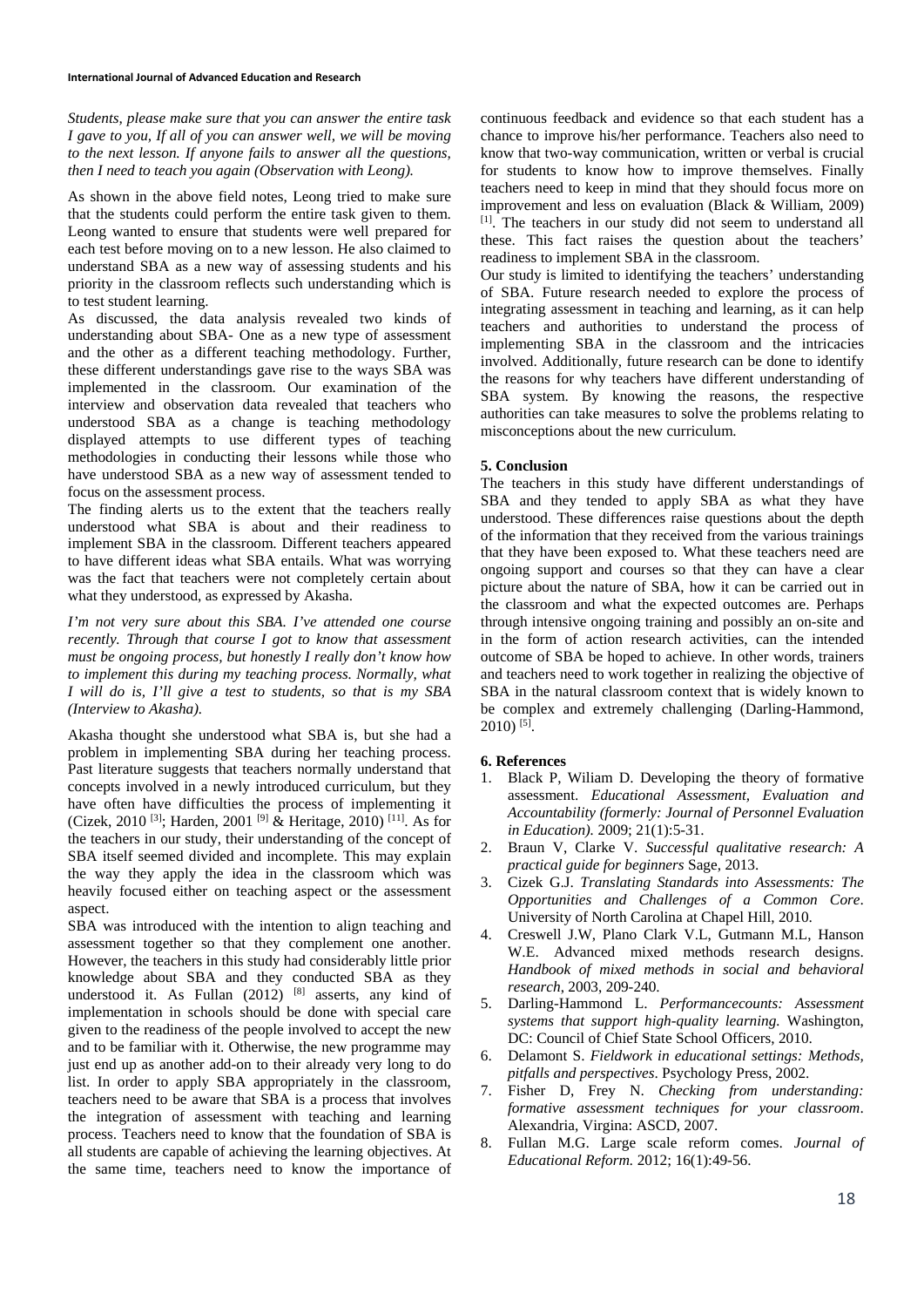*Students, please make sure that you can answer the entire task I gave to you, If all of you can answer well, we will be moving to the next lesson. If anyone fails to answer all the questions, then I need to teach you again (Observation with Leong).*

As shown in the above field notes, Leong tried to make sure that the students could perform the entire task given to them. Leong wanted to ensure that students were well prepared for each test before moving on to a new lesson. He also claimed to understand SBA as a new way of assessing students and his priority in the classroom reflects such understanding which is to test student learning.

As discussed, the data analysis revealed two kinds of understanding about SBA- One as a new type of assessment and the other as a different teaching methodology. Further, these different understandings gave rise to the ways SBA was implemented in the classroom. Our examination of the interview and observation data revealed that teachers who understood SBA as a change is teaching methodology displayed attempts to use different types of teaching methodologies in conducting their lessons while those who have understood SBA as a new way of assessment tended to focus on the assessment process.

The finding alerts us to the extent that the teachers really understood what SBA is about and their readiness to implement SBA in the classroom. Different teachers appeared to have different ideas what SBA entails. What was worrying was the fact that teachers were not completely certain about what they understood, as expressed by Akasha.

*I'm not very sure about this SBA. I've attended one course recently. Through that course I got to know that assessment must be ongoing process, but honestly I really don't know how to implement this during my teaching process. Normally, what I will do is, I'll give a test to students, so that is my SBA (Interview to Akasha).*

Akasha thought she understood what SBA is, but she had a problem in implementing SBA during her teaching process. Past literature suggests that teachers normally understand that concepts involved in a newly introduced curriculum, but they have often have difficulties the process of implementing it (Cizek, 2010 [3]; Harden, 2001 [9] & Heritage, 2010) [11]. As for the teachers in our study, their understanding of the concept of SBA itself seemed divided and incomplete. This may explain the way they apply the idea in the classroom which was heavily focused either on teaching aspect or the assessment aspect.

SBA was introduced with the intention to align teaching and assessment together so that they complement one another. However, the teachers in this study had considerably little prior knowledge about SBA and they conducted SBA as they understood it. As Fullan (2012) [8] asserts, any kind of implementation in schools should be done with special care given to the readiness of the people involved to accept the new and to be familiar with it. Otherwise, the new programme may just end up as another add-on to their already very long to do list. In order to apply SBA appropriately in the classroom, teachers need to be aware that SBA is a process that involves the integration of assessment with teaching and learning process. Teachers need to know that the foundation of SBA is all students are capable of achieving the learning objectives. At the same time, teachers need to know the importance of continuous feedback and evidence so that each student has a chance to improve his/her performance. Teachers also need to know that two-way communication, written or verbal is crucial for students to know how to improve themselves. Finally teachers need to keep in mind that they should focus more on improvement and less on evaluation (Black & William, 2009) [1]. The teachers in our study did not seem to understand all these. This fact raises the question about the teachers' readiness to implement SBA in the classroom.

Our study is limited to identifying the teachers' understanding of SBA. Future research needed to explore the process of integrating assessment in teaching and learning, as it can help teachers and authorities to understand the process of implementing SBA in the classroom and the intricacies involved. Additionally, future research can be done to identify the reasons for why teachers have different understanding of SBA system. By knowing the reasons, the respective authorities can take measures to solve the problems relating to misconceptions about the new curriculum.

## 5. Conclusion

The teachers in this study have different understandings of SBA and they tended to apply SBA as what they have understood. These differences raise questions about the depth of the information that they received from the various trainings that they have been exposed to. What these teachers need are ongoing support and courses so that they can have a clear picture about the nature of SBA, how it can be carried out in the classroom and what the expected outcomes are. Perhaps through intensive ongoing training and possibly an on-site and in the form of action research activities, can the intended outcome of SBA be hoped to achieve. In other words, trainers and teachers need to work together in realizing the objective of SBA in the natural classroom context that is widely known to be complex and extremely challenging (Darling-Hammond, 2010) [5].

## 6. References

1. Black P, Wiliam D. Developing the theory of formative assessment. *Educational Assessment, Evaluation and Accountability (formerly: Journal of Personnel Evaluation in Education).* 2009; 21(1):5-31.
2. Braun V, Clarke V. *Successful qualitative research: A practical guide for beginners* Sage, 2013.
3. Cizek G.J. *Translating Standards into Assessments: The Opportunities and Challenges of a Common Core*. University of North Carolina at Chapel Hill, 2010.
4. Creswell J.W, Plano Clark V.L, Gutmann M.L, Hanson W.E. Advanced mixed methods research designs. *Handbook of mixed methods in social and behavioral research*, 2003, 209-240.
5. Darling-Hammond L. *Performancecounts: Assessment systems that support high-quality learning.* Washington, DC: Council of Chief State School Officers, 2010.
6. Delamont S. *Fieldwork in educational settings: Methods, pitfalls and perspectives*. Psychology Press, 2002.
7. Fisher D, Frey N. *Checking from understanding: formative assessment techniques for your classroom*. Alexandria, Virgina: ASCD, 2007.
8. Fullan M.G. Large scale reform comes. *Journal of Educational Reform.* 2012; 16(1):49-56.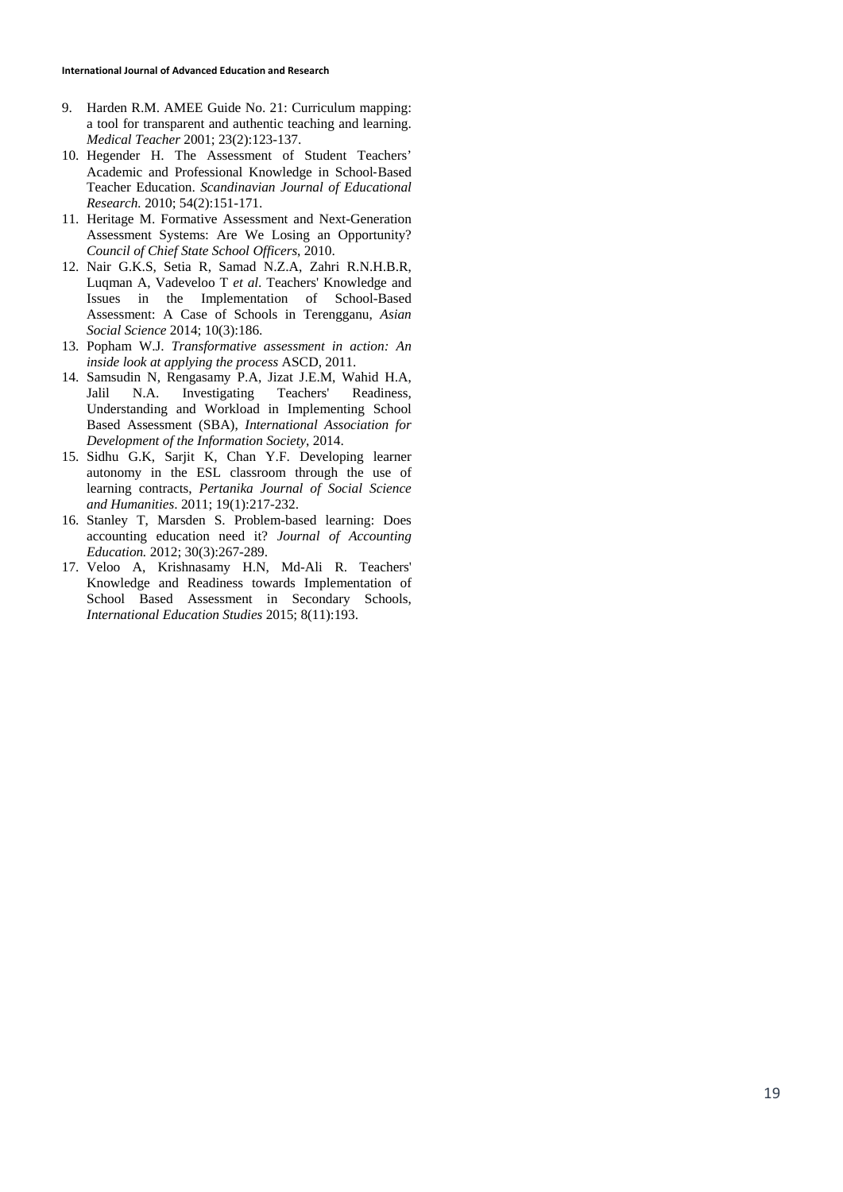9. Harden R.M. AMEE Guide No. 21: Curriculum mapping: a tool for transparent and authentic teaching and learning. *Medical Teacher* 2001; 23(2):123-137.
10. Hegender H. The Assessment of Student Teachers' Academic and Professional Knowledge in School‐Based Teacher Education. *Scandinavian Journal of Educational Research.* 2010; 54(2):151-171.
11. Heritage M. Formative Assessment and Next-Generation Assessment Systems: Are We Losing an Opportunity? *Council of Chief State School Officers*, 2010.
12. Nair G.K.S, Setia R, Samad N.Z.A, Zahri R.N.H.B.R, Luqman A, Vadeveloo T *et al*. Teachers' Knowledge and Issues in the Implementation of School-Based Assessment: A Case of Schools in Terengganu, *Asian Social Science* 2014; 10(3):186.
13. Popham W.J. *Transformative assessment in action: An inside look at applying the process* ASCD, 2011.
14. Samsudin N, Rengasamy P.A, Jizat J.E.M, Wahid H.A, Jalil N.A. Investigating Teachers' Readiness, Understanding and Workload in Implementing School Based Assessment (SBA), *International Association for Development of the Information Society*, 2014.
15. Sidhu G.K, Sarjit K, Chan Y.F. Developing learner autonomy in the ESL classroom through the use of learning contracts, *Pertanika Journal of Social Science and Humanities*. 2011; 19(1):217-232.
16. Stanley T, Marsden S. Problem-based learning: Does accounting education need it? *Journal of Accounting Education.* 2012; 30(3):267-289.
17. Veloo A, Krishnasamy H.N, Md-Ali R. Teachers' Knowledge and Readiness towards Implementation of School Based Assessment in Secondary Schools, *International Education Studies* 2015; 8(11):193.